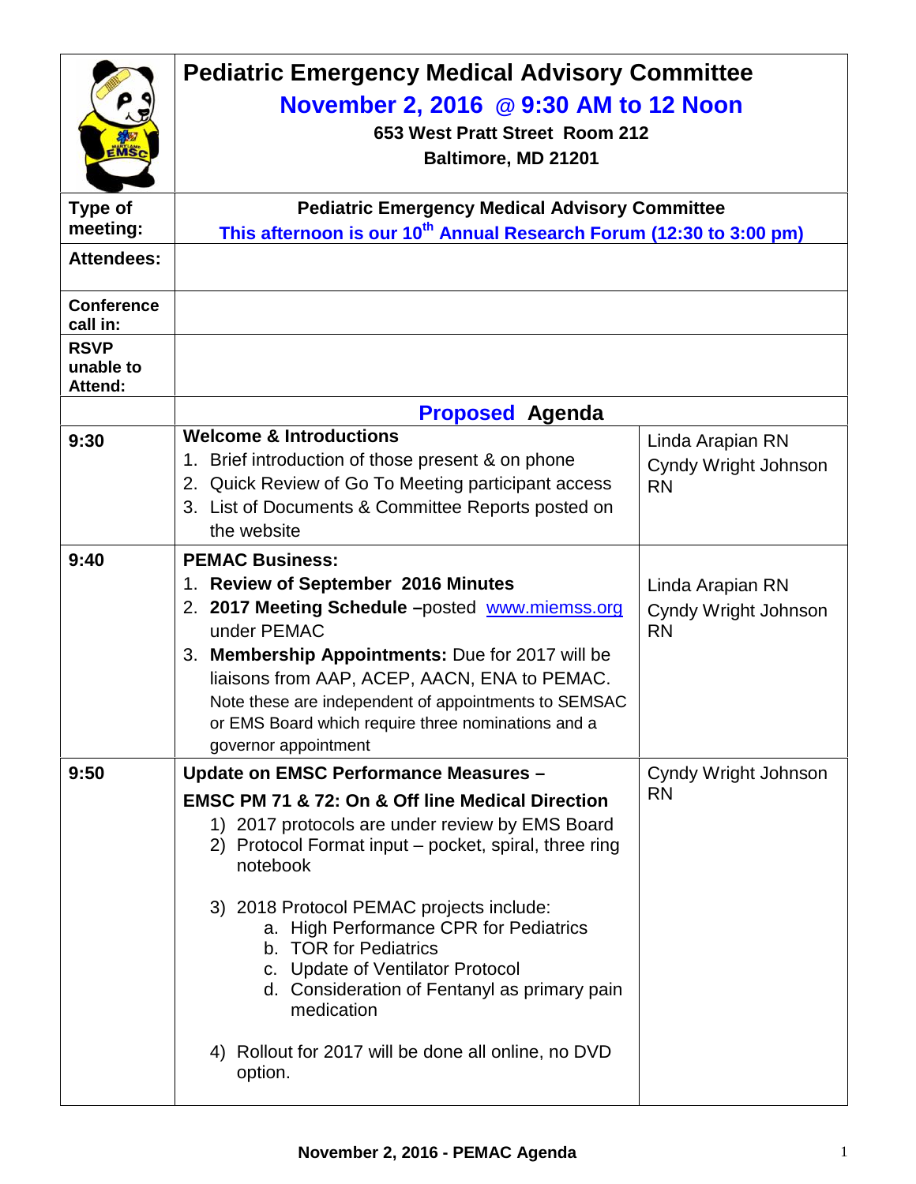# Pediatric Emergency Medical Advisory Committee

## November 2, 2016 @ 9:30 AM to 12 Noon

**653 West Pratt Street Room 212**
**Baltimore, MD 21201**

| | |
|---|---|
| **Type of meeting:** | **Pediatric Emergency Medical Advisory Committee** **This afternoon is our 10th Annual Research Forum (12:30 to 3:00 pm)** |
| **Attendees:** | |
| **Conference call in:** | |
| **RSVP unable to Attend:** | |

## Proposed Agenda

| Time | Item | Presenter |
|---|---|---|
| 9:30 | **Welcome & Introductions** 1. Brief introduction of those present & on phone 2. Quick Review of Go To Meeting participant access 3. List of Documents & Committee Reports posted on the website | Linda Arapian RN Cyndy Wright Johnson RN |
| 9:40 | **PEMAC Business:** 1. **Review of September 2016 Minutes** 2. **2017 Meeting Schedule** –posted www.miemss.org under PEMAC 3. **Membership Appointments:** Due for 2017 will be liaisons from AAP, ACEP, AACN, ENA to PEMAC. Note these are independent of appointments to SEMSAC or EMS Board which require three nominations and a governor appointment | Linda Arapian RN Cyndy Wright Johnson RN |
| 9:50 | **Update on EMSC Performance Measures – EMSC PM 71 & 72: On & Off line Medical Direction** 1) 2017 protocols are under review by EMS Board 2) Protocol Format input – pocket, spiral, three ring notebook 3) 2018 Protocol PEMAC projects include: a. High Performance CPR for Pediatrics b. TOR for Pediatrics c. Update of Ventilator Protocol d. Consideration of Fentanyl as primary pain medication 4) Rollout for 2017 will be done all online, no DVD option. | Cyndy Wright Johnson RN |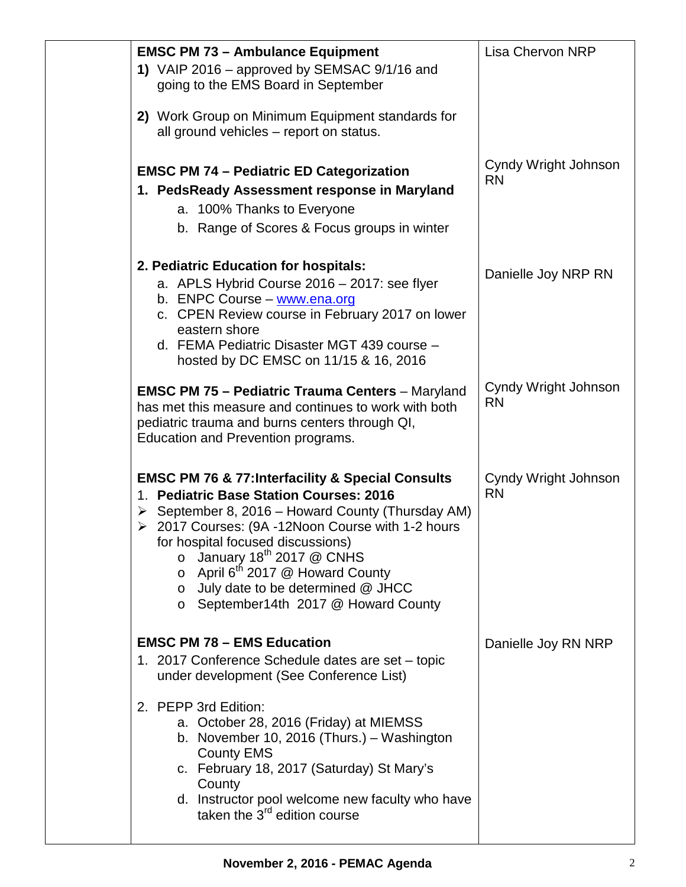| | | |
|---|---|---|
| | **EMSC PM 73 – Ambulance Equipment**<br>**1)** VAIP 2016 – approved by SEMSAC 9/1/16 and going to the EMS Board in September<br><br>**2)** Work Group on Minimum Equipment standards for all ground vehicles – report on status. | Lisa Chervon NRP |
| | **EMSC PM 74 – Pediatric ED Categorization**<br>**1. PedsReady Assessment response in Maryland**<br>a. 100% Thanks to Everyone<br>b. Range of Scores & Focus groups in winter | Cyndy Wright Johnson RN |
| | **2. Pediatric Education for hospitals:**<br>a. APLS Hybrid Course 2016 – 2017: see flyer<br>b. ENPC Course – www.ena.org<br>c. CPEN Review course in February 2017 on lower eastern shore<br>d. FEMA Pediatric Disaster MGT 439 course – hosted by DC EMSC on 11/15 & 16, 2016 | Danielle Joy NRP RN |
| | **EMSC PM 75 – Pediatric Trauma Centers** – Maryland has met this measure and continues to work with both pediatric trauma and burns centers through QI, Education and Prevention programs. | Cyndy Wright Johnson RN |
| | **EMSC PM 76 & 77:Interfacility & Special Consults**<br>1. **Pediatric Base Station Courses: 2016**<br>➢ September 8, 2016 – Howard County (Thursday AM)<br>➢ 2017 Courses: (9A -12Noon Course with 1-2 hours for hospital focused discussions)<br>o January 18th 2017 @ CNHS<br>o April 6th 2017 @ Howard County<br>o July date to be determined @ JHCC<br>o September14th 2017 @ Howard County | Cyndy Wright Johnson RN |
| | **EMSC PM 78 – EMS Education**<br>1. 2017 Conference Schedule dates are set – topic under development (See Conference List)<br><br>2. PEPP 3rd Edition:<br>a. October 28, 2016 (Friday) at MIEMSS<br>b. November 10, 2016 (Thurs.) – Washington County EMS<br>c. February 18, 2017 (Saturday) St Mary's County<br>d. Instructor pool welcome new faculty who have taken the 3rd edition course | Danielle Joy RN NRP |

**November 2, 2016 - PEMAC Agenda**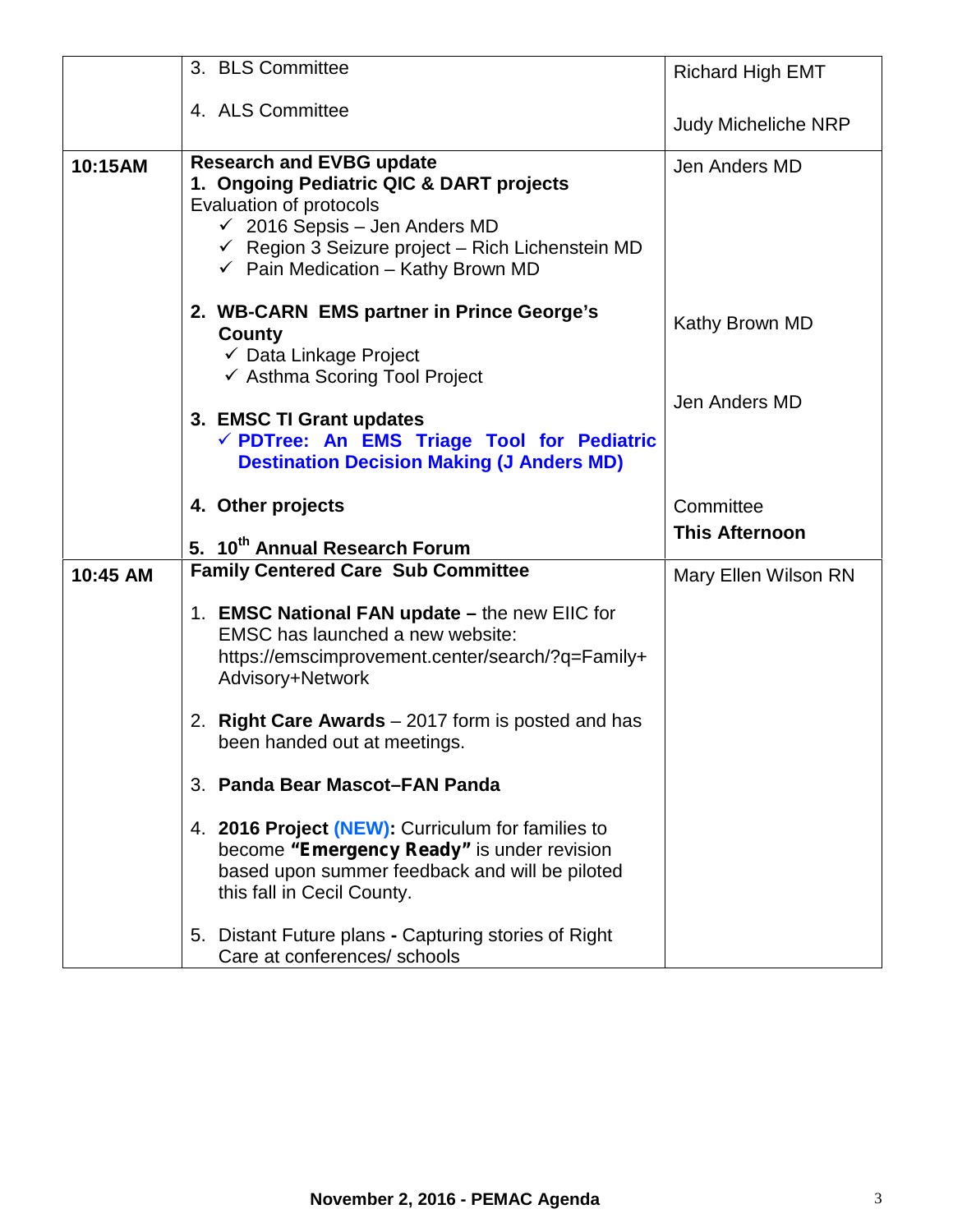| | | |
|---|---|---|
| | 3. BLS Committee<br><br>4. ALS Committee | Richard High EMT<br><br>Judy Micheliche NRP |
| **10:15AM** | **Research and EVBG update**<br>**1. Ongoing Pediatric QIC & DART projects**<br>Evaluation of protocols<br>✓ 2016 Sepsis – Jen Anders MD<br>✓ Region 3 Seizure project – Rich Lichenstein MD<br>✓ Pain Medication – Kathy Brown MD<br><br>**2. WB-CARN EMS partner in Prince George's County**<br>✓ Data Linkage Project<br>✓ Asthma Scoring Tool Project<br><br>**3. EMSC TI Grant updates**<br>✓ **PDTree: An EMS Triage Tool for Pediatric Destination Decision Making (J Anders MD)**<br><br>**4. Other projects**<br><br>**5. 10th Annual Research Forum** | Jen Anders MD<br><br><br><br><br><br>Kathy Brown MD<br><br><br>Jen Anders MD<br><br><br><br>Committee<br>**This Afternoon** |
| **10:45 AM** | **Family Centered Care Sub Committee**<br><br>1. **EMSC National FAN update –** the new EIIC for EMSC has launched a new website: https://emscimprovement.center/search/?q=Family+Advisory+Network<br><br>2. **Right Care Awards** – 2017 form is posted and has been handed out at meetings.<br><br>3. **Panda Bear Mascot–FAN Panda**<br><br>4. **2016 Project (NEW):** Curriculum for families to become **"Emergency Ready"** is under revision based upon summer feedback and will be piloted this fall in Cecil County.<br><br>5. Distant Future plans **-** Capturing stories of Right Care at conferences/ schools | Mary Ellen Wilson RN |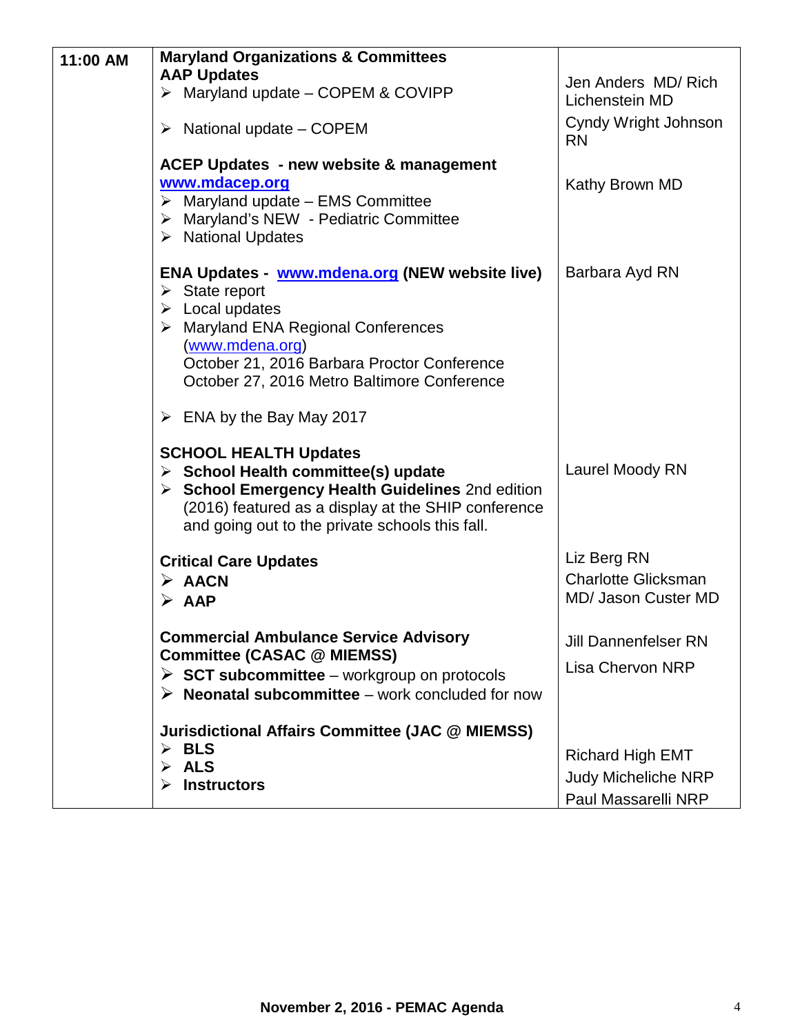| | | |
|---|---|---|
| 11:00 AM | **Maryland Organizations & Committees**<br>**AAP Updates**<br>➢ Maryland update – COPEM & COVIPP<br><br>➢ National update – COPEM<br><br>**ACEP Updates - new website & management**<br>**www.mdacep.org**<br>➢ Maryland update – EMS Committee<br>➢ Maryland's NEW - Pediatric Committee<br>➢ National Updates<br><br>**ENA Updates - www.mdena.org (NEW website live)**<br>➢ State report<br>➢ Local updates<br>➢ Maryland ENA Regional Conferences (www.mdena.org)<br>October 21, 2016 Barbara Proctor Conference<br>October 27, 2016 Metro Baltimore Conference<br><br>➢ ENA by the Bay May 2017<br><br>**SCHOOL HEALTH Updates**<br>➢ **School Health committee(s) update**<br>➢ **School Emergency Health Guidelines** 2nd edition (2016) featured as a display at the SHIP conference and going out to the private schools this fall.<br><br>**Critical Care Updates**<br>➢ **AACN**<br>➢ **AAP**<br><br>**Commercial Ambulance Service Advisory Committee (CASAC @ MIEMSS)**<br>➢ **SCT subcommittee** – workgroup on protocols<br>➢ **Neonatal subcommittee** – work concluded for now<br><br>**Jurisdictional Affairs Committee (JAC @ MIEMSS)**<br>➢ **BLS**<br>➢ **ALS**<br>➢ **Instructors** | Jen Anders MD/ Rich Lichenstein MD<br>Cyndy Wright Johnson RN<br><br>Kathy Brown MD<br><br>Barbara Ayd RN<br><br>Laurel Moody RN<br><br>Liz Berg RN<br>Charlotte Glicksman MD/ Jason Custer MD<br><br>Jill Dannenfelser RN<br>Lisa Chervon NRP<br><br>Richard High EMT<br>Judy Micheliche NRP<br>Paul Massarelli NRP |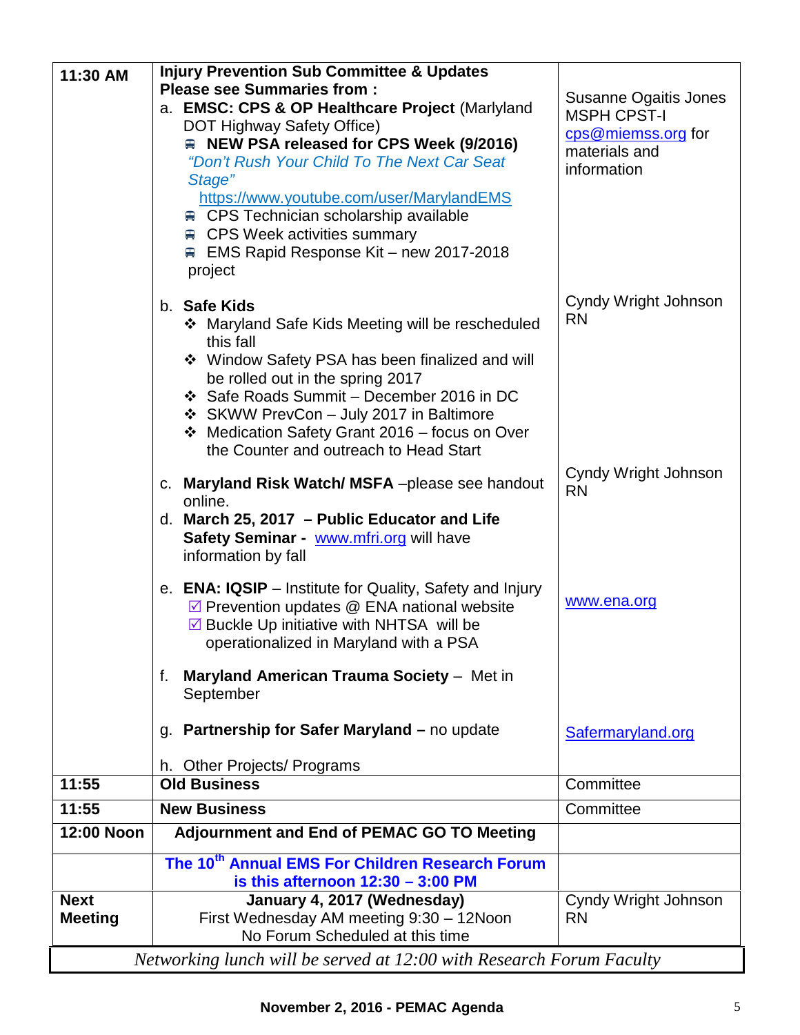| | | |
|---|---|---|
| **11:30 AM** | **Injury Prevention Sub Committee & Updates**<br>**Please see Summaries from :**<br>a. **EMSC: CPS & OP Healthcare Project** (Maryland DOT Highway Safety Office)<br>- **NEW PSA released for CPS Week (9/2016)** *"Don't Rush Your Child To The Next Car Seat Stage"* https://www.youtube.com/user/MarylandEMS<br>- CPS Technician scholarship available<br>- CPS Week activities summary<br>- EMS Rapid Response Kit – new 2017-2018 project | Susanne Ogaitis Jones MSPH CPST-I<br>cps@miemss.org for materials and information |
| | b. **Safe Kids**<br>- Maryland Safe Kids Meeting will be rescheduled this fall<br>- Window Safety PSA has been finalized and will be rolled out in the spring 2017<br>- Safe Roads Summit – December 2016 in DC<br>- SKWW PrevCon – July 2017 in Baltimore<br>- Medication Safety Grant 2016 – focus on Over the Counter and outreach to Head Start | Cyndy Wright Johnson RN |
| | c. **Maryland Risk Watch/ MSFA** –please see handout online.<br>d. **March 25, 2017 – Public Educator and Life Safety Seminar -** www.mfri.org will have information by fall | Cyndy Wright Johnson RN |
| | e. **ENA: IQSIP** – Institute for Quality, Safety and Injury<br>☑ Prevention updates @ ENA national website<br>☑ Buckle Up initiative with NHTSA will be operationalized in Maryland with a PSA | www.ena.org |
| | f. **Maryland American Trauma Society** – Met in September | |
| | g. **Partnership for Safer Maryland –** no update | Safermaryland.org |
| | h. Other Projects/ Programs | |
| **11:55** | **Old Business** | Committee |
| **11:55** | **New Business** | Committee |
| **12:00 Noon** | **Adjournment and End of PEMAC GO TO Meeting** | |
| | **The 10th Annual EMS For Children Research Forum is this afternoon 12:30 – 3:00 PM** | |
| **Next Meeting** | **January 4, 2017 (Wednesday)**<br>First Wednesday AM meeting 9:30 – 12Noon<br>No Forum Scheduled at this time | Cyndy Wright Johnson RN |

*Networking lunch will be served at 12:00 with Research Forum Faculty*

**November 2, 2016 - PEMAC Agenda**